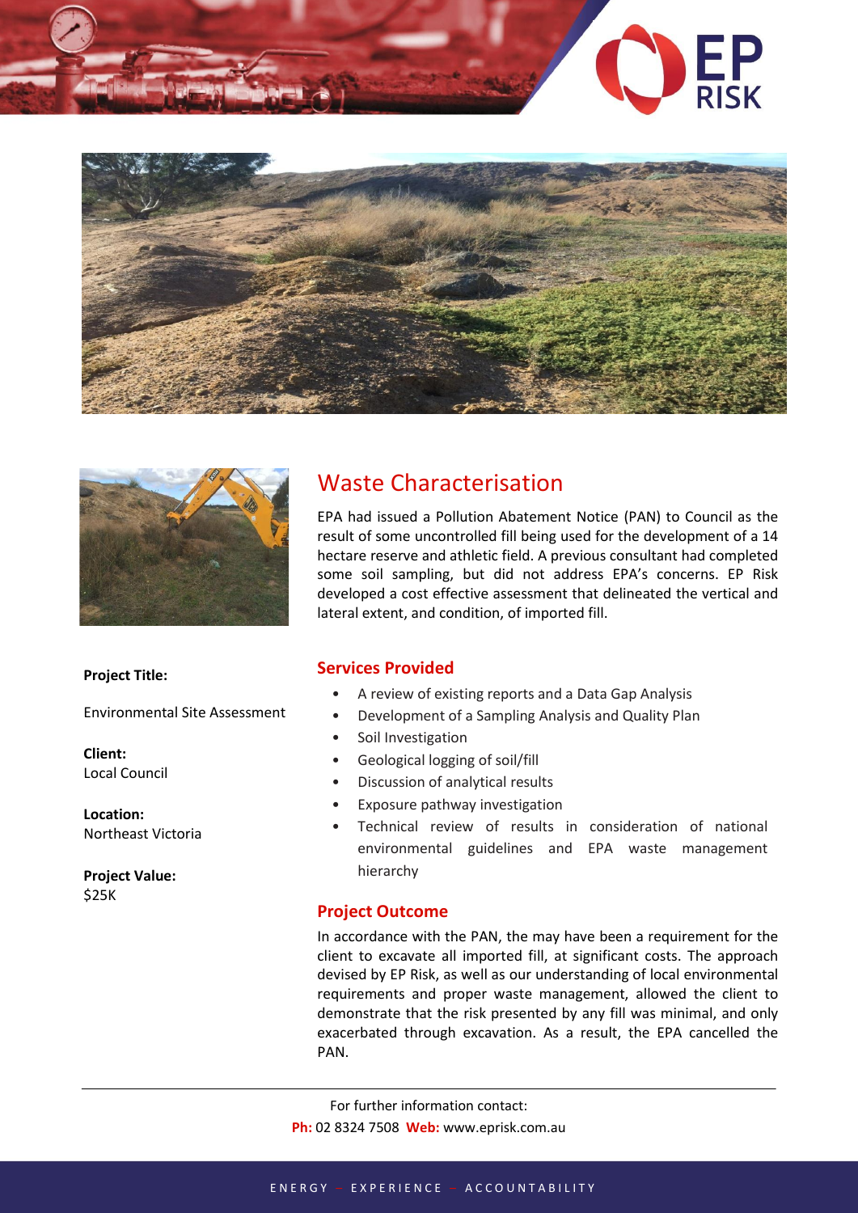# Waste Characterisation

EPA had issued a Pollution Abatement Notice (PAN) to Council as the result of some uncontrolled fill being used for the development of a 14 hectare reserve and athletic field. A previous consultant had completed some soil sampling, but did not address EPA's concerns. EP Risk developed a cost effective assessment that delineated the vertical and lateral extent, and condition, of imported fill.

**Project Title:**

Environmental Site Assessment

**Client:**
Local Council

**Location:**
Northeast Victoria

**Project Value:**
$25K

## Services Provided

- A review of existing reports and a Data Gap Analysis
- Development of a Sampling Analysis and Quality Plan
- Soil Investigation
- Geological logging of soil/fill
- Discussion of analytical results
- Exposure pathway investigation
- Technical review of results in consideration of national environmental guidelines and EPA waste management hierarchy

## Project Outcome

In accordance with the PAN, the may have been a requirement for the client to excavate all imported fill, at significant costs. The approach devised by EP Risk, as well as our understanding of local environmental requirements and proper waste management, allowed the client to demonstrate that the risk presented by any fill was minimal, and only exacerbated through excavation. As a result, the EPA cancelled the PAN.

For further information contact:
**Ph:** 02 8324 7508 **Web:** www.eprisk.com.au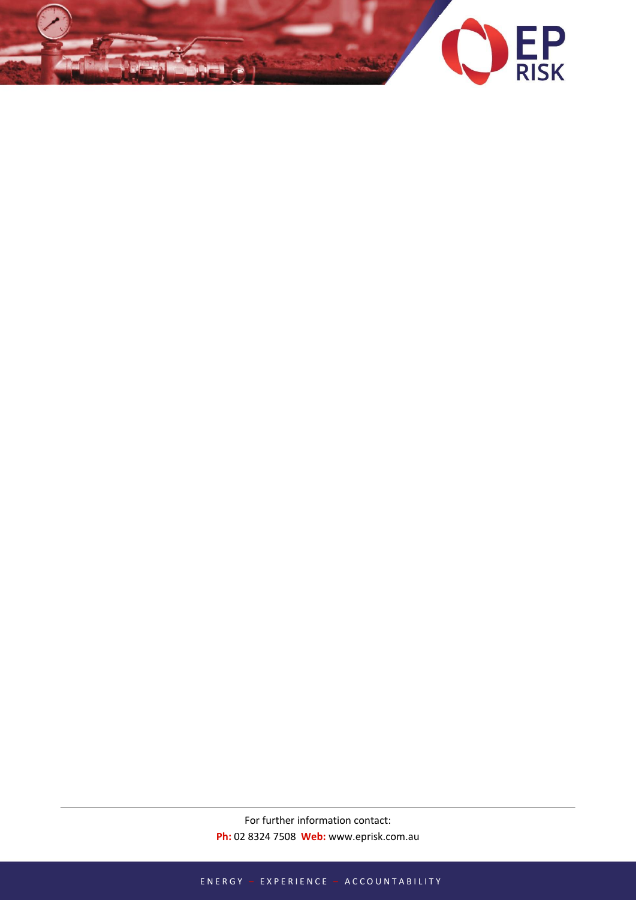For further information contact:

**Ph:** 02 8324 7508 **Web:** www.eprisk.com.au

ENERGY – EXPERIENCE – ACCOUNTABILITY